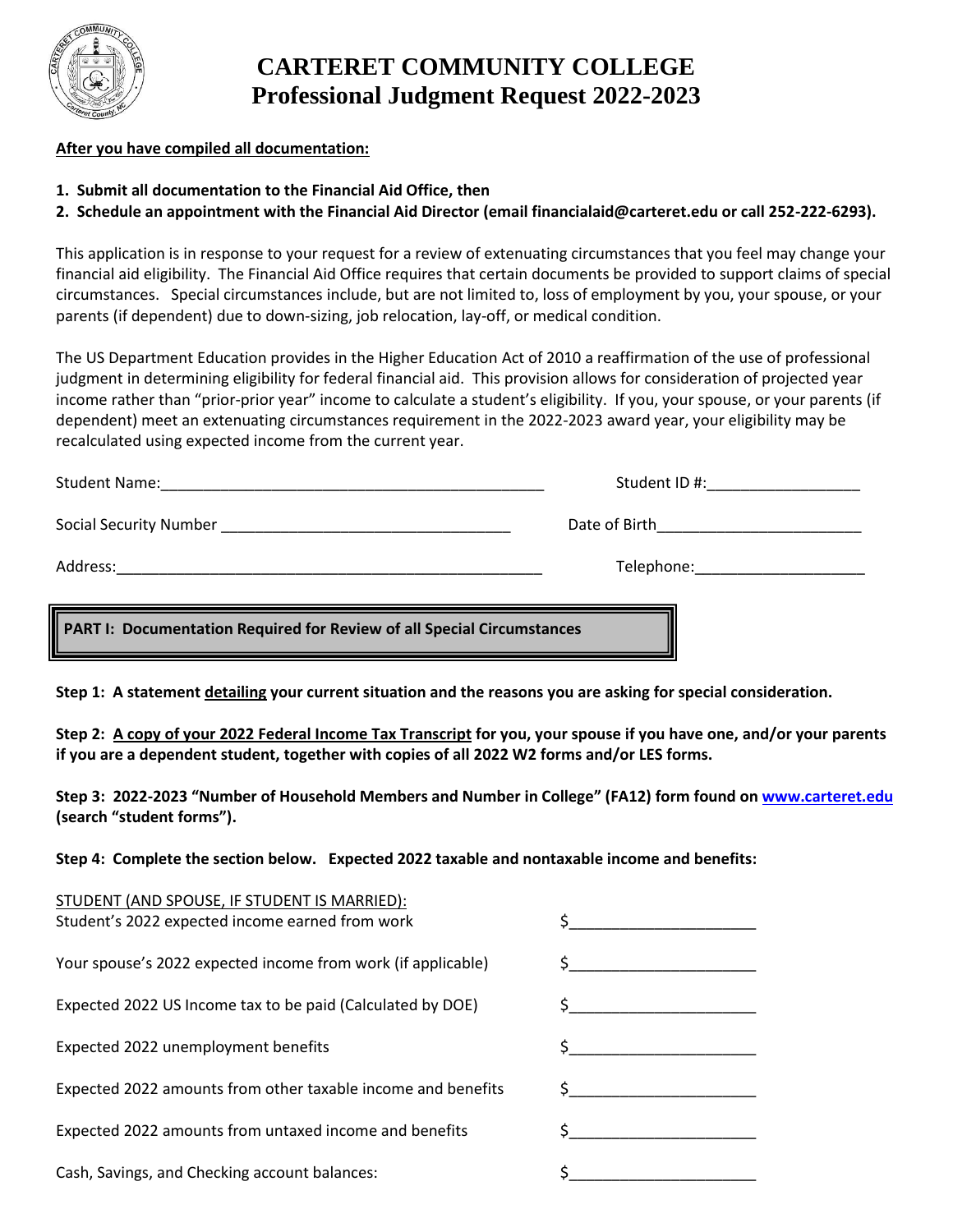# CARTERET COMMUNITY COLLEGE
# Professional Judgment Request 2022-2023

**After you have compiled all documentation:**

1. **Submit all documentation to the Financial Aid Office, then**
2. **Schedule an appointment with the Financial Aid Director (email financialaid@carteret.edu or call 252-222-6293).**

This application is in response to your request for a review of extenuating circumstances that you feel may change your financial aid eligibility. The Financial Aid Office requires that certain documents be provided to support claims of special circumstances. Special circumstances include, but are not limited to, loss of employment by you, your spouse, or your parents (if dependent) due to down-sizing, job relocation, lay-off, or medical condition.

The US Department Education provides in the Higher Education Act of 2010 a reaffirmation of the use of professional judgment in determining eligibility for federal financial aid. This provision allows for consideration of projected year income rather than "prior-prior year" income to calculate a student's eligibility. If you, your spouse, or your parents (if dependent) meet an extenuating circumstances requirement in the 2022-2023 award year, your eligibility may be recalculated using expected income from the current year.

Student Name:_______________________________________________ Student ID #:__________________

Social Security Number __________________________________ Date of Birth________________________

Address:____________________________________________________ Telephone:____________________

## PART I: Documentation Required for Review of all Special Circumstances

**Step 1: A statement detailing your current situation and the reasons you are asking for special consideration.**

**Step 2: A copy of your 2022 Federal Income Tax Transcript for you, your spouse if you have one, and/or your parents if you are a dependent student, together with copies of all 2022 W2 forms and/or LES forms.**

**Step 3: 2022-2023 "Number of Household Members and Number in College" (FA12) form found on www.carteret.edu (search "student forms").**

**Step 4: Complete the section below. Expected 2022 taxable and nontaxable income and benefits:**

STUDENT (AND SPOUSE, IF STUDENT IS MARRIED):

| | |
|---|---|
| Student's 2022 expected income earned from work | $_____________________ |
| Your spouse's 2022 expected income from work (if applicable) | $_____________________ |
| Expected 2022 US Income tax to be paid (Calculated by DOE) | $_____________________ |
| Expected 2022 unemployment benefits | $_____________________ |
| Expected 2022 amounts from other taxable income and benefits | $_____________________ |
| Expected 2022 amounts from untaxed income and benefits | $_____________________ |
| Cash, Savings, and Checking account balances: | $_____________________ |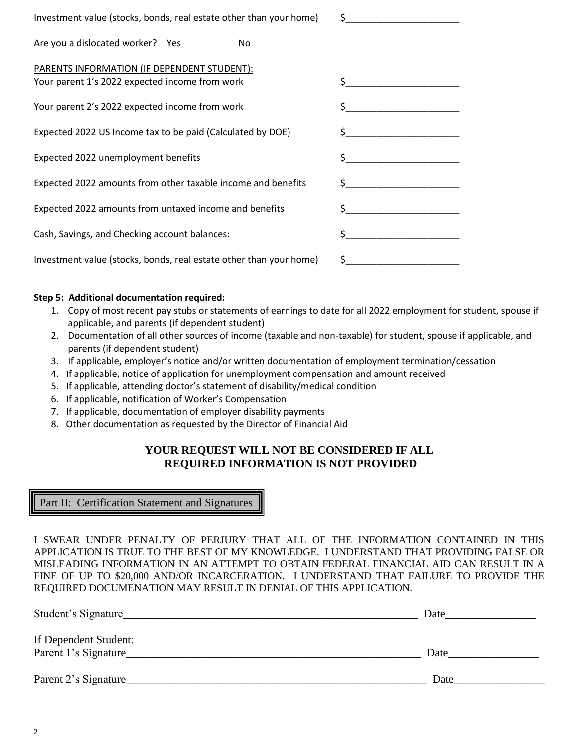Investment value (stocks, bonds, real estate other than your home) $______________________

Are you a dislocated worker? Yes No

PARENTS INFORMATION (IF DEPENDENT STUDENT):

Your parent 1's 2022 expected income from work $______________________

Your parent 2's 2022 expected income from work $______________________

Expected 2022 US Income tax to be paid (Calculated by DOE) $______________________

Expected 2022 unemployment benefits $______________________

Expected 2022 amounts from other taxable income and benefits $______________________

Expected 2022 amounts from untaxed income and benefits $______________________

Cash, Savings, and Checking account balances: $______________________

Investment value (stocks, bonds, real estate other than your home) $______________________

**Step 5: Additional documentation required:**

1. Copy of most recent pay stubs or statements of earnings to date for all 2022 employment for student, spouse if applicable, and parents (if dependent student)
2. Documentation of all other sources of income (taxable and non-taxable) for student, spouse if applicable, and parents (if dependent student)
3. If applicable, employer's notice and/or written documentation of employment termination/cessation
4. If applicable, notice of application for unemployment compensation and amount received
5. If applicable, attending doctor's statement of disability/medical condition
6. If applicable, notification of Worker's Compensation
7. If applicable, documentation of employer disability payments
8. Other documentation as requested by the Director of Financial Aid

**YOUR REQUEST WILL NOT BE CONSIDERED IF ALL REQUIRED INFORMATION IS NOT PROVIDED**

## Part II: Certification Statement and Signatures

I SWEAR UNDER PENALTY OF PERJURY THAT ALL OF THE INFORMATION CONTAINED IN THIS APPLICATION IS TRUE TO THE BEST OF MY KNOWLEDGE. I UNDERSTAND THAT PROVIDING FALSE OR MISLEADING INFORMATION IN AN ATTEMPT TO OBTAIN FEDERAL FINANCIAL AID CAN RESULT IN A FINE OF UP TO $20,000 AND/OR INCARCERATION. I UNDERSTAND THAT FAILURE TO PROVIDE THE REQUIRED DOCUMENATION MAY RESULT IN DENIAL OF THIS APPLICATION.

Student's Signature_______________________________________________________ Date________________

If Dependent Student:

Parent 1's Signature_______________________________________________________ Date________________

Parent 2's Signature_______________________________________________________ Date________________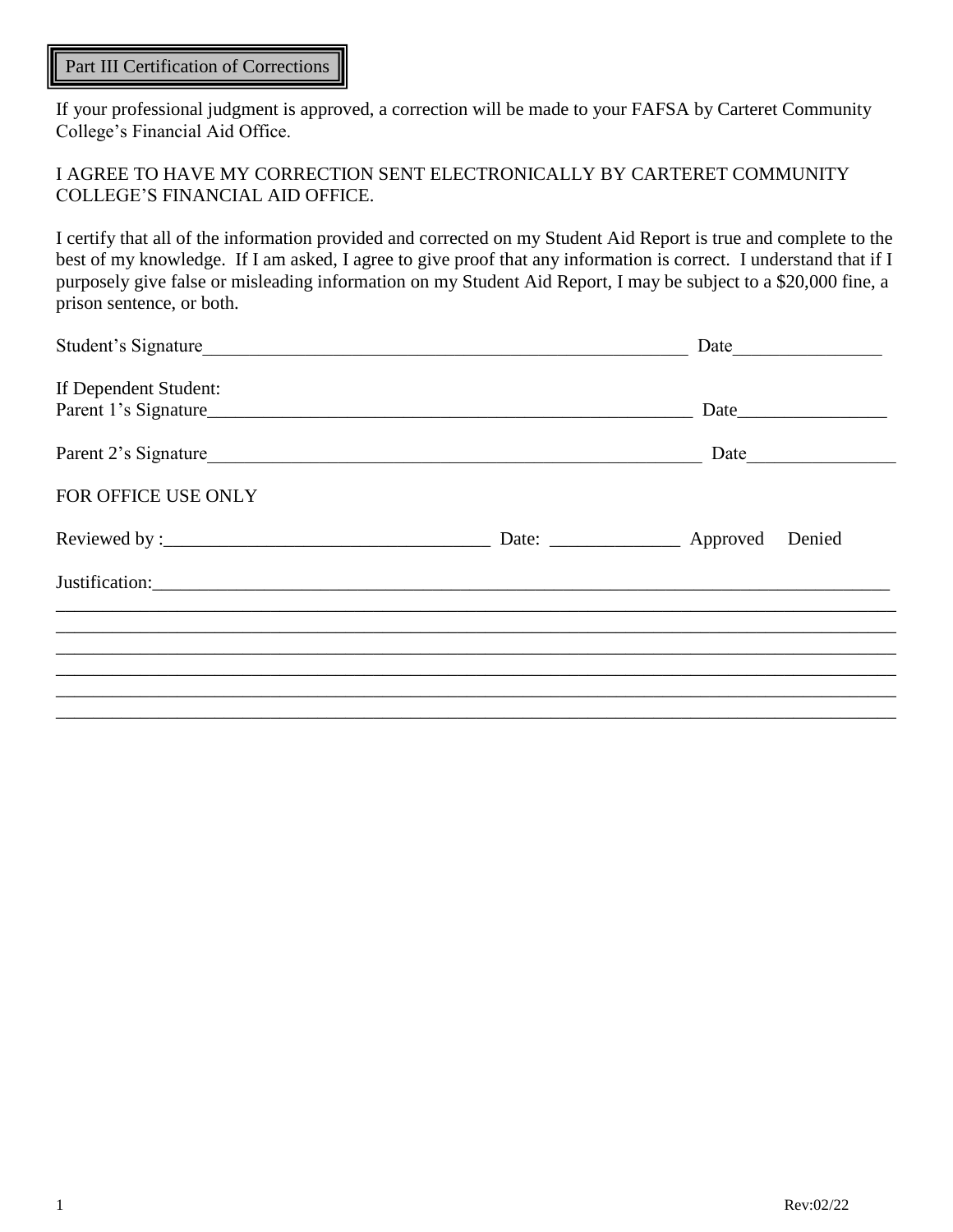## Part III Certification of Corrections

If your professional judgment is approved, a correction will be made to your FAFSA by Carteret Community College's Financial Aid Office.

I AGREE TO HAVE MY CORRECTION SENT ELECTRONICALLY BY CARTERET COMMUNITY COLLEGE'S FINANCIAL AID OFFICE.

I certify that all of the information provided and corrected on my Student Aid Report is true and complete to the best of my knowledge. If I am asked, I agree to give proof that any information is correct. I understand that if I purposely give false or misleading information on my Student Aid Report, I may be subject to a $20,000 fine, a prison sentence, or both.

Student's Signature_______________________________________________________ Date________________

If Dependent Student:
Parent 1's Signature_______________________________________________________ Date________________

Parent 2's Signature_______________________________________________________ Date________________

FOR OFFICE USE ONLY

Reviewed by :___________________________________ Date: ______________ Approved Denied

Justification:_____________________________________________________________________________
__________________________________________________________________________________________
__________________________________________________________________________________________
__________________________________________________________________________________________
__________________________________________________________________________________________
__________________________________________________________________________________________
__________________________________________________________________________________________

Rev:02/22